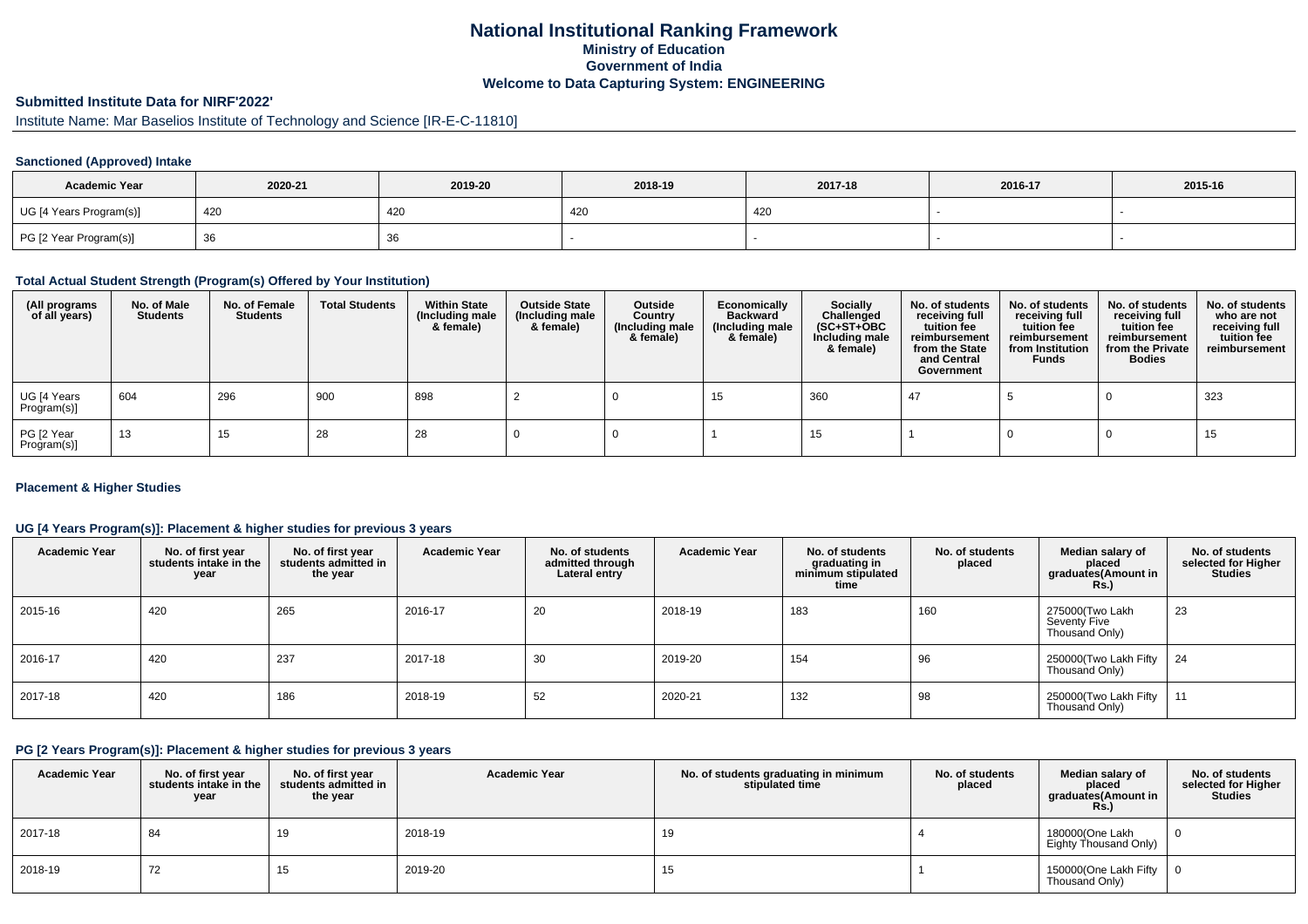# National Institutional Ranking Framework
## Ministry of Education
## Government of India
## Welcome to Data Capturing System: ENGINEERING

### Submitted Institute Data for NIRF'2022'

Institute Name: Mar Baselios Institute of Technology and Science [IR-E-C-11810]

#### Sanctioned (Approved) Intake

| Academic Year | 2020-21 | 2019-20 | 2018-19 | 2017-18 | 2016-17 | 2015-16 |
|---|---|---|---|---|---|---|
| UG [4 Years Program(s)] | 420 | 420 | 420 | 420 | - | - |
| PG [2 Year Program(s)] | 36 | 36 | - | - | - | - |

#### Total Actual Student Strength (Program(s) Offered by Your Institution)

| (All programs of all years) | No. of Male Students | No. of Female Students | Total Students | Within State (Including male & female) | Outside State (Including male & female) | Outside Country (Including male & female) | Economically Backward (Including male & female) | Socially Challenged (SC+ST+OBC Including male & female) | No. of students receiving full tuition fee reimbursement from the State and Central Government | No. of students receiving full tuition fee reimbursement from Institution Funds | No. of students receiving full tuition fee reimbursement from the Private Bodies | No. of students who are not receiving full tuition fee reimbursement |
|---|---|---|---|---|---|---|---|---|---|---|---|---|
| UG [4 Years Program(s)] | 604 | 296 | 900 | 898 | 2 | 0 | 15 | 360 | 47 | 5 | 0 | 323 |
| PG [2 Year Program(s)] | 13 | 15 | 28 | 28 | 0 | 0 | 1 | 15 | 1 | 0 | 0 | 15 |

#### Placement & Higher Studies

#### UG [4 Years Program(s)]: Placement & higher studies for previous 3 years

| Academic Year | No. of first year students intake in the year | No. of first year students admitted in the year | Academic Year | No. of students admitted through Lateral entry | Academic Year | No. of students graduating in minimum stipulated time | No. of students placed | Median salary of placed graduates(Amount in Rs.) | No. of students selected for Higher Studies |
|---|---|---|---|---|---|---|---|---|---|
| 2015-16 | 420 | 265 | 2016-17 | 20 | 2018-19 | 183 | 160 | 275000(Two Lakh Seventy Five Thousand Only) | 23 |
| 2016-17 | 420 | 237 | 2017-18 | 30 | 2019-20 | 154 | 96 | 250000(Two Lakh Fifty Thousand Only) | 24 |
| 2017-18 | 420 | 186 | 2018-19 | 52 | 2020-21 | 132 | 98 | 250000(Two Lakh Fifty Thousand Only) | 11 |

#### PG [2 Years Program(s)]: Placement & higher studies for previous 3 years

| Academic Year | No. of first year students intake in the year | No. of first year students admitted in the year | Academic Year | No. of students graduating in minimum stipulated time | No. of students placed | Median salary of placed graduates(Amount in Rs.) | No. of students selected for Higher Studies |
|---|---|---|---|---|---|---|---|
| 2017-18 | 84 | 19 | 2018-19 | 19 | 4 | 180000(One Lakh Eighty Thousand Only) | 0 |
| 2018-19 | 72 | 15 | 2019-20 | 15 | 1 | 150000(One Lakh Fifty Thousand Only) | 0 |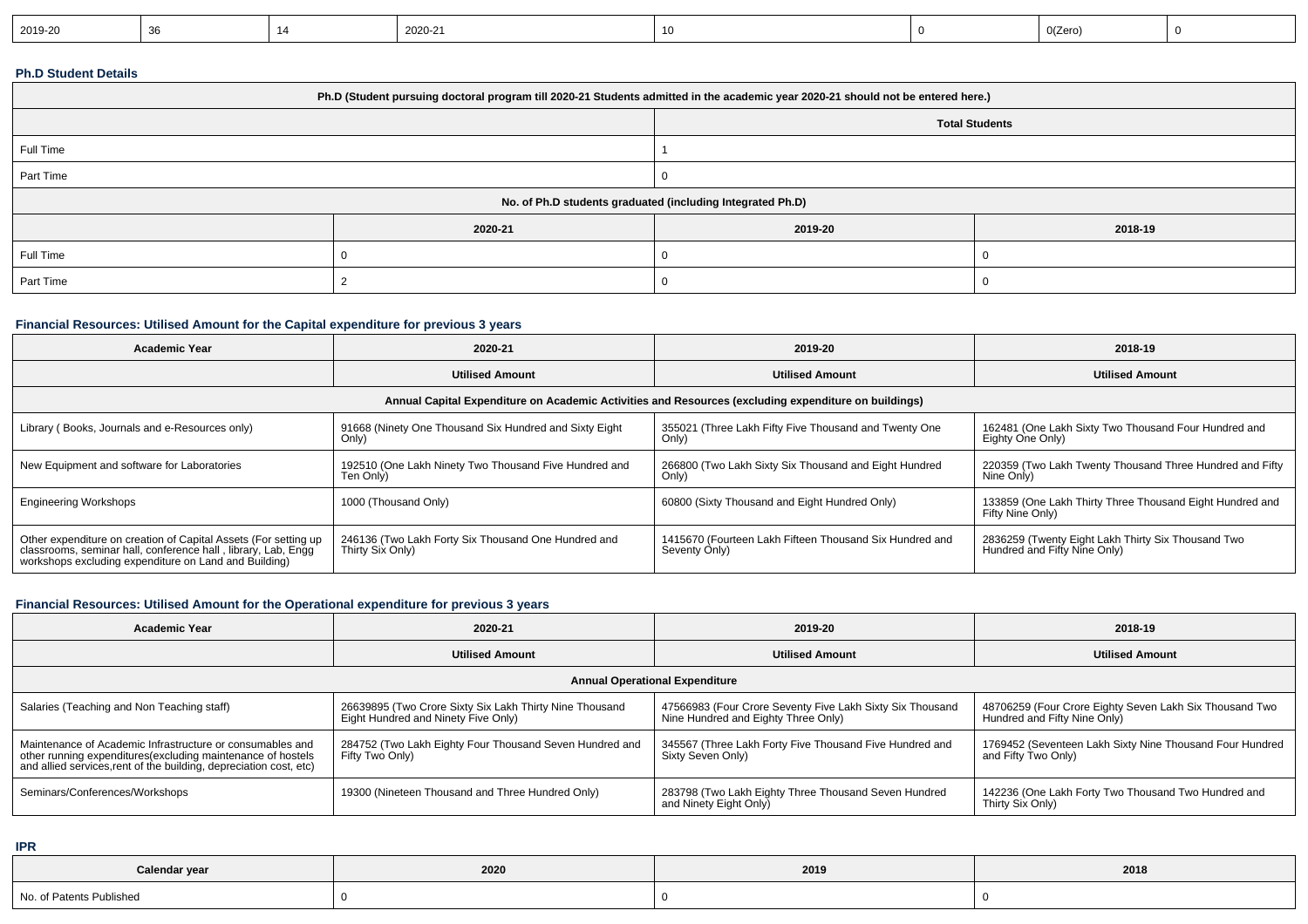| 2019-20 | 36 | 14 | 2020-21 | 10 | 0 | 0(Zero) | 0 |
|---|---|---|---|---|---|---|---|

**Ph.D Student Details**

| Ph.D (Student pursuing doctoral program till 2020-21 Students admitted in the academic year 2020-21 should not be entered here.) | | | |
|---|---|---|---|
| | | Total Students | |
| Full Time | | 1 | |
| Part Time | | 0 | |
| No. of Ph.D students graduated (including Integrated Ph.D) | | | |
| | 2020-21 | 2019-20 | 2018-19 |
| Full Time | 0 | 0 | 0 |
| Part Time | 2 | 0 | 0 |

**Financial Resources: Utilised Amount for the Capital expenditure for previous 3 years**

| Academic Year | 2020-21 | 2019-20 | 2018-19 |
|---|---|---|---|
| | Utilised Amount | Utilised Amount | Utilised Amount |
| Annual Capital Expenditure on Academic Activities and Resources (excluding expenditure on buildings) | | | |
| Library ( Books, Journals and e-Resources only) | 91668 (Ninety One Thousand Six Hundred and Sixty Eight Only) | 355021 (Three Lakh Fifty Five Thousand and Twenty One Only) | 162481 (One Lakh Sixty Two Thousand Four Hundred and Eighty One Only) |
| New Equipment and software for Laboratories | 192510 (One Lakh Ninety Two Thousand Five Hundred and Ten Only) | 266800 (Two Lakh Sixty Six Thousand and Eight Hundred Only) | 220359 (Two Lakh Twenty Thousand Three Hundred and Fifty Nine Only) |
| Engineering Workshops | 1000 (Thousand Only) | 60800 (Sixty Thousand and Eight Hundred Only) | 133859 (One Lakh Thirty Three Thousand Eight Hundred and Fifty Nine Only) |
| Other expenditure on creation of Capital Assets (For setting up classrooms, seminar hall, conference hall , library, Lab, Engg workshops excluding expenditure on Land and Building) | 246136 (Two Lakh Forty Six Thousand One Hundred and Thirty Six Only) | 1415670 (Fourteen Lakh Fifteen Thousand Six Hundred and Seventy Only) | 2836259 (Twenty Eight Lakh Thirty Six Thousand Two Hundred and Fifty Nine Only) |

**Financial Resources: Utilised Amount for the Operational expenditure for previous 3 years**

| Academic Year | 2020-21 | 2019-20 | 2018-19 |
|---|---|---|---|
| | Utilised Amount | Utilised Amount | Utilised Amount |
| Annual Operational Expenditure | | | |
| Salaries (Teaching and Non Teaching staff) | 26639895 (Two Crore Sixty Six Lakh Thirty Nine Thousand Eight Hundred and Ninety Five Only) | 47566983 (Four Crore Seventy Five Lakh Sixty Six Thousand Nine Hundred and Eighty Three Only) | 48706259 (Four Crore Eighty Seven Lakh Six Thousand Two Hundred and Fifty Nine Only) |
| Maintenance of Academic Infrastructure or consumables and other running expenditures(excluding maintenance of hostels and allied services,rent of the building, depreciation cost, etc) | 284752 (Two Lakh Eighty Four Thousand Seven Hundred and Fifty Two Only) | 345567 (Three Lakh Forty Five Thousand Five Hundred and Sixty Seven Only) | 1769452 (Seventeen Lakh Sixty Nine Thousand Four Hundred and Fifty Two Only) |
| Seminars/Conferences/Workshops | 19300 (Nineteen Thousand and Three Hundred Only) | 283798 (Two Lakh Eighty Three Thousand Seven Hundred and Ninety Eight Only) | 142236 (One Lakh Forty Two Thousand Two Hundred and Thirty Six Only) |

**IPR**

| Calendar year | 2020 | 2019 | 2018 |
|---|---|---|---|
| No. of Patents Published | 0 | 0 | 0 |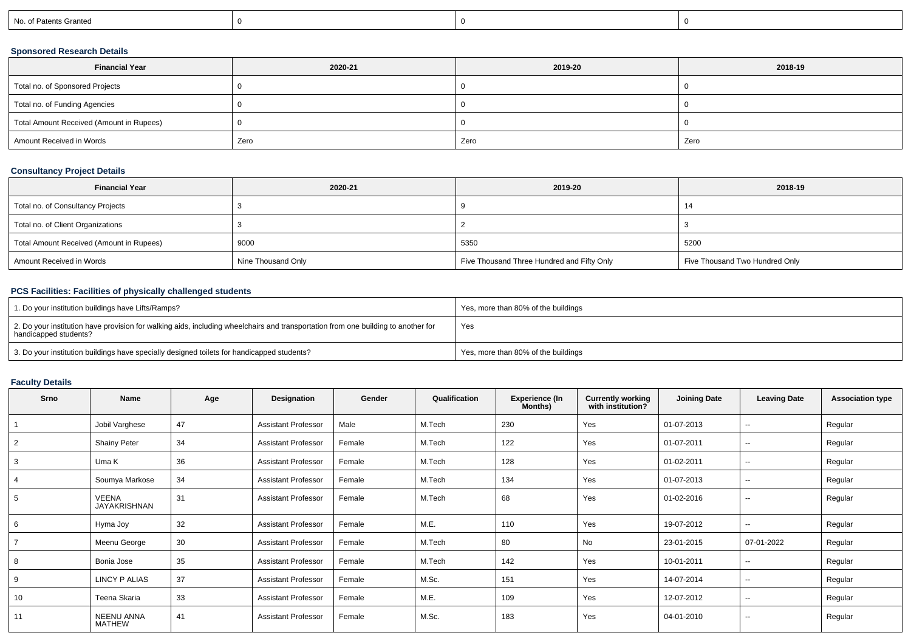| No. of Patents Granted | 0 | 0 | 0 |
|---|---|---|---|

### Sponsored Research Details

| Financial Year | 2020-21 | 2019-20 | 2018-19 |
|---|---|---|---|
| Total no. of Sponsored Projects | 0 | 0 | 0 |
| Total no. of Funding Agencies | 0 | 0 | 0 |
| Total Amount Received (Amount in Rupees) | 0 | 0 | 0 |
| Amount Received in Words | Zero | Zero | Zero |

### Consultancy Project Details

| Financial Year | 2020-21 | 2019-20 | 2018-19 |
|---|---|---|---|
| Total no. of Consultancy Projects | 3 | 9 | 14 |
| Total no. of Client Organizations | 3 | 2 | 3 |
| Total Amount Received (Amount in Rupees) | 9000 | 5350 | 5200 |
| Amount Received in Words | Nine Thousand Only | Five Thousand Three Hundred and Fifty Only | Five Thousand Two Hundred Only |

### PCS Facilities: Facilities of physically challenged students

| | |
|---|---|
| 1. Do your institution buildings have Lifts/Ramps? | Yes, more than 80% of the buildings |
| 2. Do your institution have provision for walking aids, including wheelchairs and transportation from one building to another for handicapped students? | Yes |
| 3. Do your institution buildings have specially designed toilets for handicapped students? | Yes, more than 80% of the buildings |

### Faculty Details

| Srno | Name | Age | Designation | Gender | Qualification | Experience (In Months) | Currently working with institution? | Joining Date | Leaving Date | Association type |
|---|---|---|---|---|---|---|---|---|---|---|
| 1 | Jobil Varghese | 47 | Assistant Professor | Male | M.Tech | 230 | Yes | 01-07-2013 | -- | Regular |
| 2 | Shainy Peter | 34 | Assistant Professor | Female | M.Tech | 122 | Yes | 01-07-2011 | -- | Regular |
| 3 | Uma K | 36 | Assistant Professor | Female | M.Tech | 128 | Yes | 01-02-2011 | -- | Regular |
| 4 | Soumya Markose | 34 | Assistant Professor | Female | M.Tech | 134 | Yes | 01-07-2013 | -- | Regular |
| 5 | VEENA JAYAKRISHNAN | 31 | Assistant Professor | Female | M.Tech | 68 | Yes | 01-02-2016 | -- | Regular |
| 6 | Hyma Joy | 32 | Assistant Professor | Female | M.E. | 110 | Yes | 19-07-2012 | -- | Regular |
| 7 | Meenu George | 30 | Assistant Professor | Female | M.Tech | 80 | No | 23-01-2015 | 07-01-2022 | Regular |
| 8 | Bonia Jose | 35 | Assistant Professor | Female | M.Tech | 142 | Yes | 10-01-2011 | -- | Regular |
| 9 | LINCY P ALIAS | 37 | Assistant Professor | Female | M.Sc. | 151 | Yes | 14-07-2014 | -- | Regular |
| 10 | Teena Skaria | 33 | Assistant Professor | Female | M.E. | 109 | Yes | 12-07-2012 | -- | Regular |
| 11 | NEENU ANNA MATHEW | 41 | Assistant Professor | Female | M.Sc. | 183 | Yes | 04-01-2010 | -- | Regular |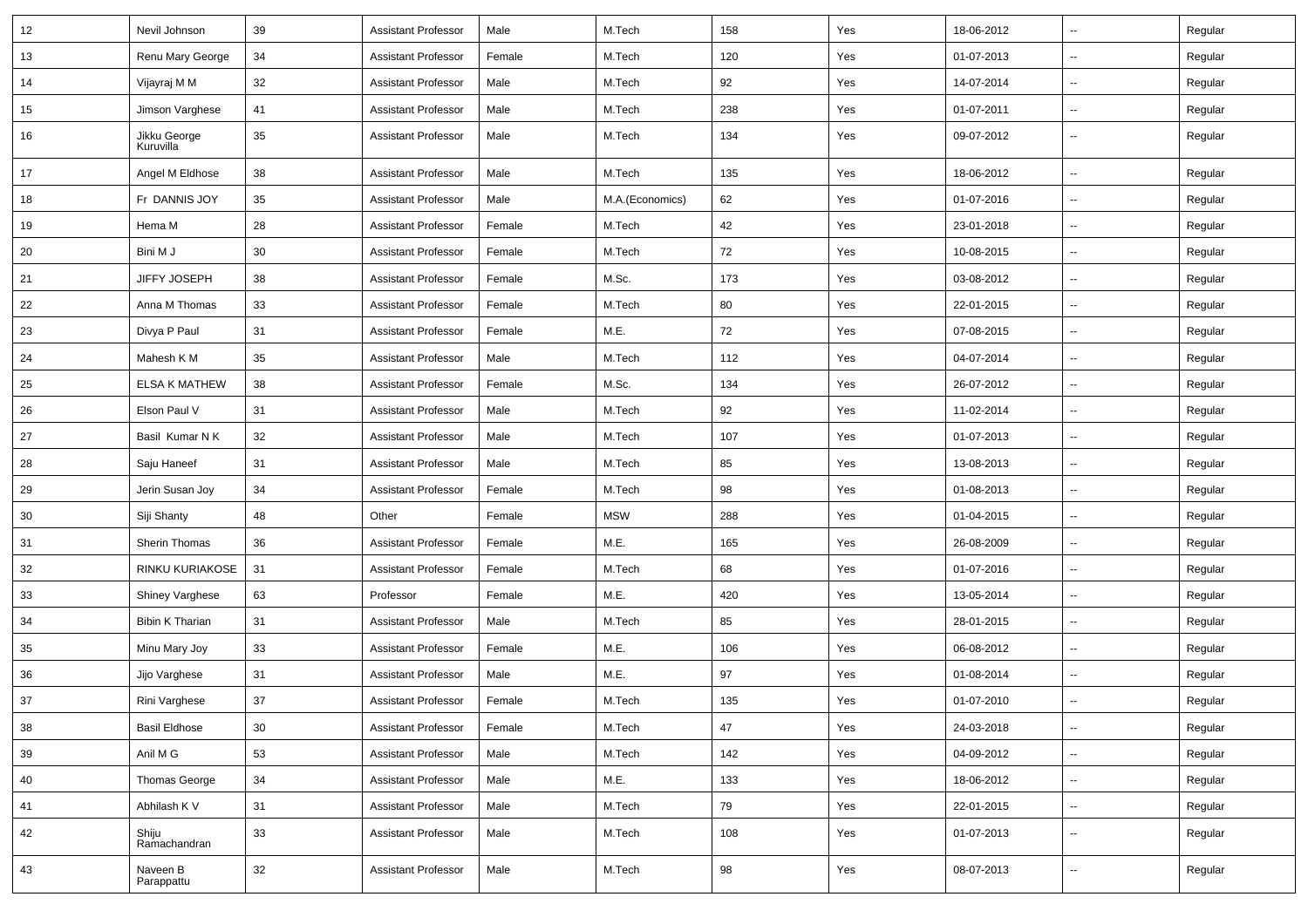| | | | | | | | | | | |
|---|---|---|---|---|---|---|---|---|---|---|
| 12 | Nevil Johnson | 39 | Assistant Professor | Male | M.Tech | 158 | Yes | 18-06-2012 | -- | Regular |
| 13 | Renu Mary George | 34 | Assistant Professor | Female | M.Tech | 120 | Yes | 01-07-2013 | -- | Regular |
| 14 | Vijayraj M M | 32 | Assistant Professor | Male | M.Tech | 92 | Yes | 14-07-2014 | -- | Regular |
| 15 | Jimson Varghese | 41 | Assistant Professor | Male | M.Tech | 238 | Yes | 01-07-2011 | -- | Regular |
| 16 | Jikku George Kuruvilla | 35 | Assistant Professor | Male | M.Tech | 134 | Yes | 09-07-2012 | -- | Regular |
| 17 | Angel M Eldhose | 38 | Assistant Professor | Male | M.Tech | 135 | Yes | 18-06-2012 | -- | Regular |
| 18 | Fr DANNIS JOY | 35 | Assistant Professor | Male | M.A.(Economics) | 62 | Yes | 01-07-2016 | -- | Regular |
| 19 | Hema M | 28 | Assistant Professor | Female | M.Tech | 42 | Yes | 23-01-2018 | -- | Regular |
| 20 | Bini M J | 30 | Assistant Professor | Female | M.Tech | 72 | Yes | 10-08-2015 | -- | Regular |
| 21 | JIFFY JOSEPH | 38 | Assistant Professor | Female | M.Sc. | 173 | Yes | 03-08-2012 | -- | Regular |
| 22 | Anna M Thomas | 33 | Assistant Professor | Female | M.Tech | 80 | Yes | 22-01-2015 | -- | Regular |
| 23 | Divya P Paul | 31 | Assistant Professor | Female | M.E. | 72 | Yes | 07-08-2015 | -- | Regular |
| 24 | Mahesh K M | 35 | Assistant Professor | Male | M.Tech | 112 | Yes | 04-07-2014 | -- | Regular |
| 25 | ELSA K MATHEW | 38 | Assistant Professor | Female | M.Sc. | 134 | Yes | 26-07-2012 | -- | Regular |
| 26 | Elson Paul V | 31 | Assistant Professor | Male | M.Tech | 92 | Yes | 11-02-2014 | -- | Regular |
| 27 | Basil Kumar N K | 32 | Assistant Professor | Male | M.Tech | 107 | Yes | 01-07-2013 | -- | Regular |
| 28 | Saju Haneef | 31 | Assistant Professor | Male | M.Tech | 85 | Yes | 13-08-2013 | -- | Regular |
| 29 | Jerin Susan Joy | 34 | Assistant Professor | Female | M.Tech | 98 | Yes | 01-08-2013 | -- | Regular |
| 30 | Siji Shanty | 48 | Other | Female | MSW | 288 | Yes | 01-04-2015 | -- | Regular |
| 31 | Sherin Thomas | 36 | Assistant Professor | Female | M.E. | 165 | Yes | 26-08-2009 | -- | Regular |
| 32 | RINKU KURIAKOSE | 31 | Assistant Professor | Female | M.Tech | 68 | Yes | 01-07-2016 | -- | Regular |
| 33 | Shiney Varghese | 63 | Professor | Female | M.E. | 420 | Yes | 13-05-2014 | -- | Regular |
| 34 | Bibin K Tharian | 31 | Assistant Professor | Male | M.Tech | 85 | Yes | 28-01-2015 | -- | Regular |
| 35 | Minu Mary Joy | 33 | Assistant Professor | Female | M.E. | 106 | Yes | 06-08-2012 | -- | Regular |
| 36 | Jijo Varghese | 31 | Assistant Professor | Male | M.E. | 97 | Yes | 01-08-2014 | -- | Regular |
| 37 | Rini Varghese | 37 | Assistant Professor | Female | M.Tech | 135 | Yes | 01-07-2010 | -- | Regular |
| 38 | Basil Eldhose | 30 | Assistant Professor | Female | M.Tech | 47 | Yes | 24-03-2018 | -- | Regular |
| 39 | Anil M G | 53 | Assistant Professor | Male | M.Tech | 142 | Yes | 04-09-2012 | -- | Regular |
| 40 | Thomas George | 34 | Assistant Professor | Male | M.E. | 133 | Yes | 18-06-2012 | -- | Regular |
| 41 | Abhilash K V | 31 | Assistant Professor | Male | M.Tech | 79 | Yes | 22-01-2015 | -- | Regular |
| 42 | Shiju Ramachandran | 33 | Assistant Professor | Male | M.Tech | 108 | Yes | 01-07-2013 | -- | Regular |
| 43 | Naveen B Parappattu | 32 | Assistant Professor | Male | M.Tech | 98 | Yes | 08-07-2013 | -- | Regular |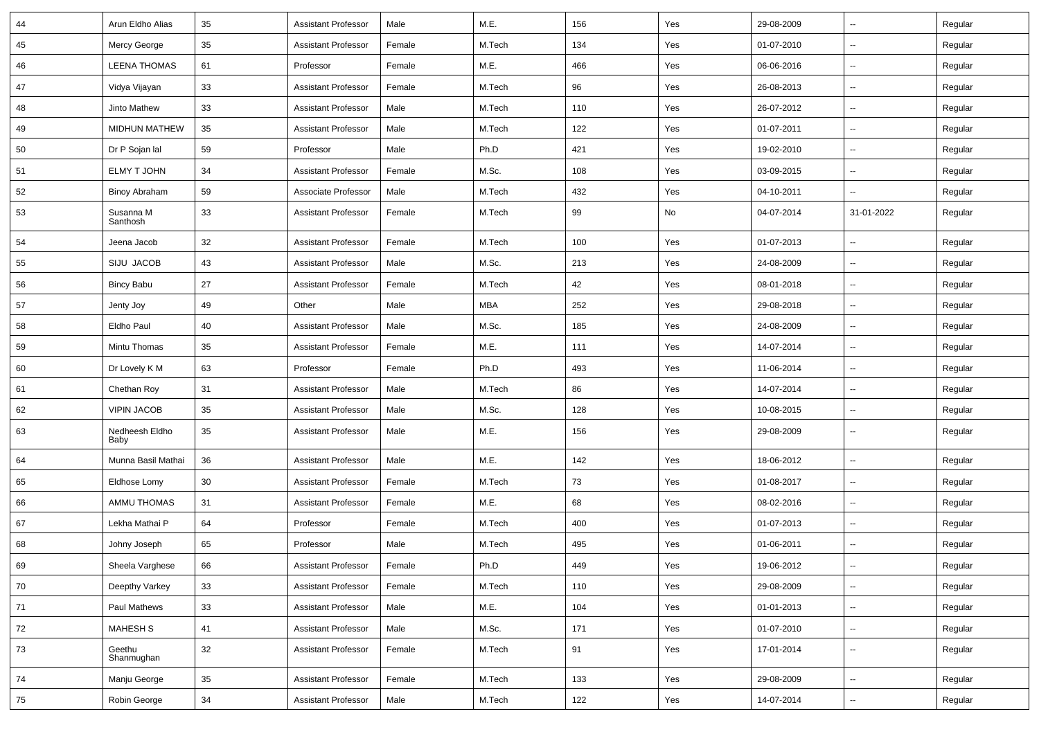| 44 | Arun Eldho Alias | 35 | Assistant Professor | Male | M.E. | 156 | Yes | 29-08-2009 | -- | Regular |
|---|---|---|---|---|---|---|---|---|---|---|
| 45 | Mercy George | 35 | Assistant Professor | Female | M.Tech | 134 | Yes | 01-07-2010 | -- | Regular |
| 46 | LEENA THOMAS | 61 | Professor | Female | M.E. | 466 | Yes | 06-06-2016 | -- | Regular |
| 47 | Vidya Vijayan | 33 | Assistant Professor | Female | M.Tech | 96 | Yes | 26-08-2013 | -- | Regular |
| 48 | Jinto Mathew | 33 | Assistant Professor | Male | M.Tech | 110 | Yes | 26-07-2012 | -- | Regular |
| 49 | MIDHUN MATHEW | 35 | Assistant Professor | Male | M.Tech | 122 | Yes | 01-07-2011 | -- | Regular |
| 50 | Dr P Sojan lal | 59 | Professor | Male | Ph.D | 421 | Yes | 19-02-2010 | -- | Regular |
| 51 | ELMY T JOHN | 34 | Assistant Professor | Female | M.Sc. | 108 | Yes | 03-09-2015 | -- | Regular |
| 52 | Binoy Abraham | 59 | Associate Professor | Male | M.Tech | 432 | Yes | 04-10-2011 | -- | Regular |
| 53 | Susanna M Santhosh | 33 | Assistant Professor | Female | M.Tech | 99 | No | 04-07-2014 | 31-01-2022 | Regular |
| 54 | Jeena Jacob | 32 | Assistant Professor | Female | M.Tech | 100 | Yes | 01-07-2013 | -- | Regular |
| 55 | SIJU JACOB | 43 | Assistant Professor | Male | M.Sc. | 213 | Yes | 24-08-2009 | -- | Regular |
| 56 | Bincy Babu | 27 | Assistant Professor | Female | M.Tech | 42 | Yes | 08-01-2018 | -- | Regular |
| 57 | Jenty Joy | 49 | Other | Male | MBA | 252 | Yes | 29-08-2018 | -- | Regular |
| 58 | Eldho Paul | 40 | Assistant Professor | Male | M.Sc. | 185 | Yes | 24-08-2009 | -- | Regular |
| 59 | Mintu Thomas | 35 | Assistant Professor | Female | M.E. | 111 | Yes | 14-07-2014 | -- | Regular |
| 60 | Dr Lovely K M | 63 | Professor | Female | Ph.D | 493 | Yes | 11-06-2014 | -- | Regular |
| 61 | Chethan Roy | 31 | Assistant Professor | Male | M.Tech | 86 | Yes | 14-07-2014 | -- | Regular |
| 62 | VIPIN JACOB | 35 | Assistant Professor | Male | M.Sc. | 128 | Yes | 10-08-2015 | -- | Regular |
| 63 | Nedheesh Eldho Baby | 35 | Assistant Professor | Male | M.E. | 156 | Yes | 29-08-2009 | -- | Regular |
| 64 | Munna Basil Mathai | 36 | Assistant Professor | Male | M.E. | 142 | Yes | 18-06-2012 | -- | Regular |
| 65 | Eldhose Lomy | 30 | Assistant Professor | Female | M.Tech | 73 | Yes | 01-08-2017 | -- | Regular |
| 66 | AMMU THOMAS | 31 | Assistant Professor | Female | M.E. | 68 | Yes | 08-02-2016 | -- | Regular |
| 67 | Lekha Mathai P | 64 | Professor | Female | M.Tech | 400 | Yes | 01-07-2013 | -- | Regular |
| 68 | Johny Joseph | 65 | Professor | Male | M.Tech | 495 | Yes | 01-06-2011 | -- | Regular |
| 69 | Sheela Varghese | 66 | Assistant Professor | Female | Ph.D | 449 | Yes | 19-06-2012 | -- | Regular |
| 70 | Deepthy Varkey | 33 | Assistant Professor | Female | M.Tech | 110 | Yes | 29-08-2009 | -- | Regular |
| 71 | Paul Mathews | 33 | Assistant Professor | Male | M.E. | 104 | Yes | 01-01-2013 | -- | Regular |
| 72 | MAHESH S | 41 | Assistant Professor | Male | M.Sc. | 171 | Yes | 01-07-2010 | -- | Regular |
| 73 | Geethu Shanmughan | 32 | Assistant Professor | Female | M.Tech | 91 | Yes | 17-01-2014 | -- | Regular |
| 74 | Manju George | 35 | Assistant Professor | Female | M.Tech | 133 | Yes | 29-08-2009 | -- | Regular |
| 75 | Robin George | 34 | Assistant Professor | Male | M.Tech | 122 | Yes | 14-07-2014 | -- | Regular |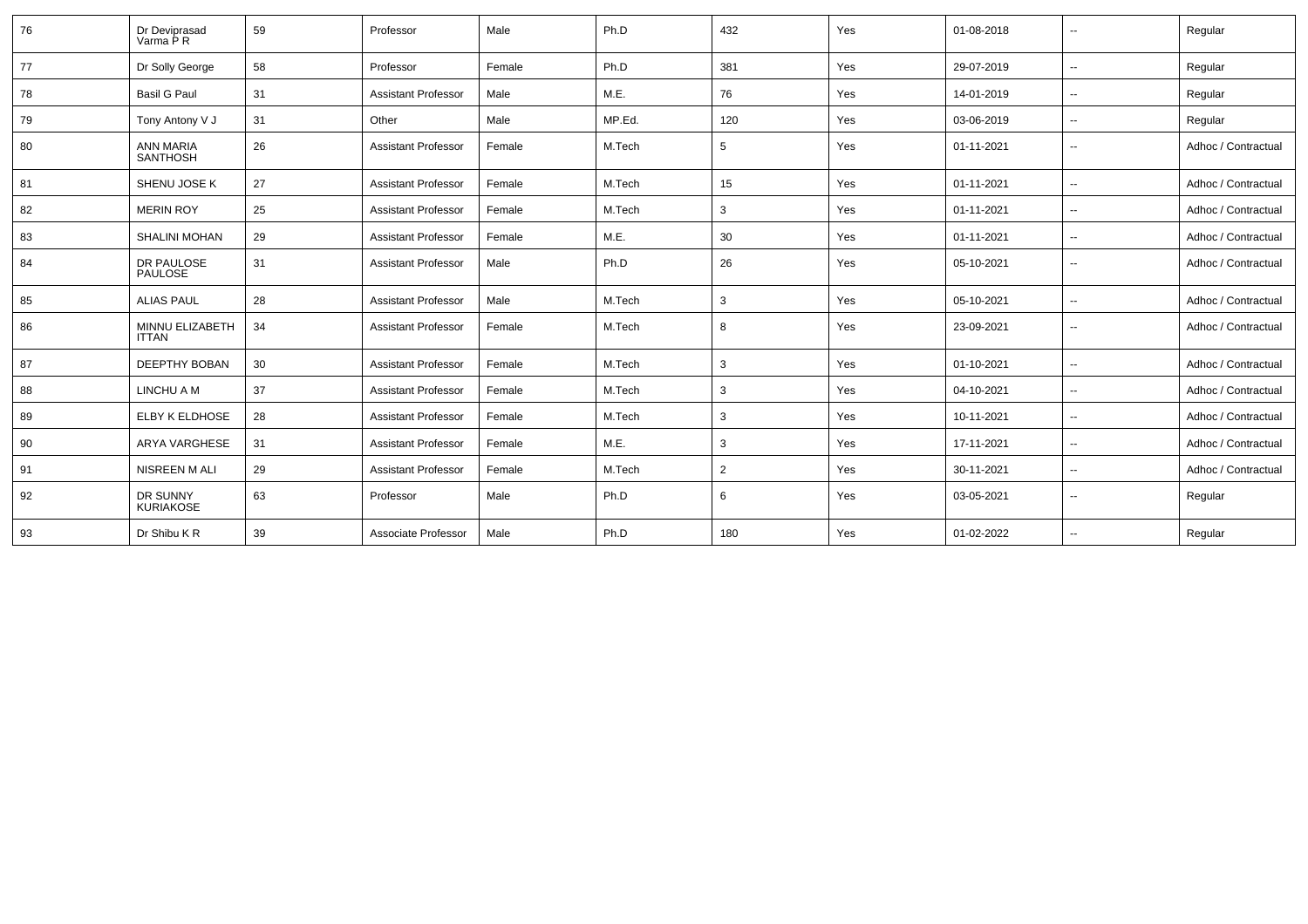| | | | | | | | | | | |
|---|---|---|---|---|---|---|---|---|---|---|
| 76 | Dr Deviprasad Varma P R | 59 | Professor | Male | Ph.D | 432 | Yes | 01-08-2018 | -- | Regular |
| 77 | Dr Solly George | 58 | Professor | Female | Ph.D | 381 | Yes | 29-07-2019 | -- | Regular |
| 78 | Basil G Paul | 31 | Assistant Professor | Male | M.E. | 76 | Yes | 14-01-2019 | -- | Regular |
| 79 | Tony Antony V J | 31 | Other | Male | MP.Ed. | 120 | Yes | 03-06-2019 | -- | Regular |
| 80 | ANN MARIA SANTHOSH | 26 | Assistant Professor | Female | M.Tech | 5 | Yes | 01-11-2021 | -- | Adhoc / Contractual |
| 81 | SHENU JOSE K | 27 | Assistant Professor | Female | M.Tech | 15 | Yes | 01-11-2021 | -- | Adhoc / Contractual |
| 82 | MERIN ROY | 25 | Assistant Professor | Female | M.Tech | 3 | Yes | 01-11-2021 | -- | Adhoc / Contractual |
| 83 | SHALINI MOHAN | 29 | Assistant Professor | Female | M.E. | 30 | Yes | 01-11-2021 | -- | Adhoc / Contractual |
| 84 | DR PAULOSE PAULOSE | 31 | Assistant Professor | Male | Ph.D | 26 | Yes | 05-10-2021 | -- | Adhoc / Contractual |
| 85 | ALIAS PAUL | 28 | Assistant Professor | Male | M.Tech | 3 | Yes | 05-10-2021 | -- | Adhoc / Contractual |
| 86 | MINNU ELIZABETH ITTAN | 34 | Assistant Professor | Female | M.Tech | 8 | Yes | 23-09-2021 | -- | Adhoc / Contractual |
| 87 | DEEPTHY BOBAN | 30 | Assistant Professor | Female | M.Tech | 3 | Yes | 01-10-2021 | -- | Adhoc / Contractual |
| 88 | LINCHU A M | 37 | Assistant Professor | Female | M.Tech | 3 | Yes | 04-10-2021 | -- | Adhoc / Contractual |
| 89 | ELBY K ELDHOSE | 28 | Assistant Professor | Female | M.Tech | 3 | Yes | 10-11-2021 | -- | Adhoc / Contractual |
| 90 | ARYA VARGHESE | 31 | Assistant Professor | Female | M.E. | 3 | Yes | 17-11-2021 | -- | Adhoc / Contractual |
| 91 | NISREEN M ALI | 29 | Assistant Professor | Female | M.Tech | 2 | Yes | 30-11-2021 | -- | Adhoc / Contractual |
| 92 | DR SUNNY KURIAKOSE | 63 | Professor | Male | Ph.D | 6 | Yes | 03-05-2021 | -- | Regular |
| 93 | Dr Shibu K R | 39 | Associate Professor | Male | Ph.D | 180 | Yes | 01-02-2022 | -- | Regular |